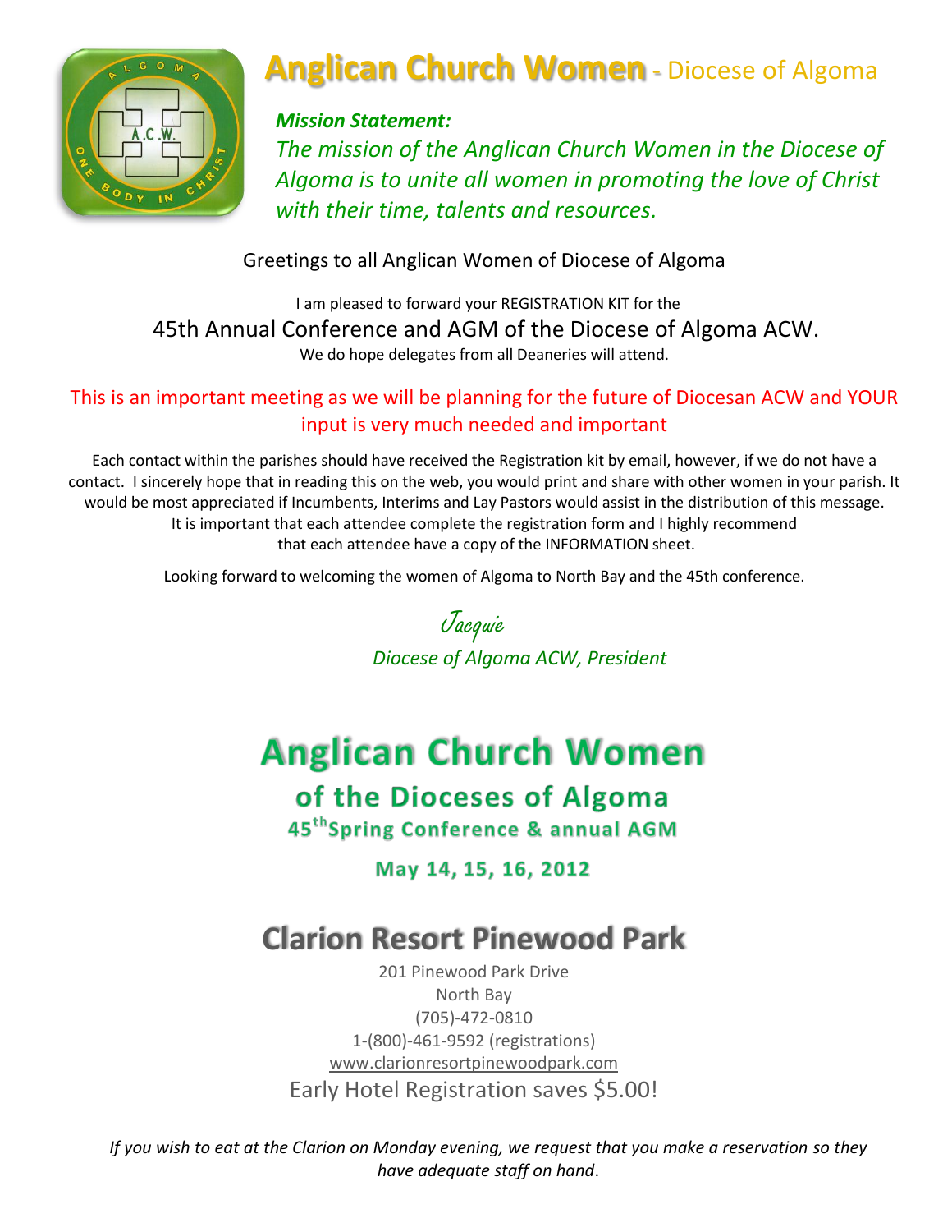# Anglican Church Women - Diocese of Algoma

***Mission Statement:***
*The mission of the Anglican Church Women in the Diocese of Algoma is to unite all women in promoting the love of Christ with their time, talents and resources.*

Greetings to all Anglican Women of Diocese of Algoma

I am pleased to forward your REGISTRATION KIT for the
45th Annual Conference and AGM of the Diocese of Algoma ACW.
We do hope delegates from all Deaneries will attend.

This is an important meeting as we will be planning for the future of Diocesan ACW and YOUR input is very much needed and important

Each contact within the parishes should have received the Registration kit by email, however, if we do not have a contact. I sincerely hope that in reading this on the web, you would print and share with other women in your parish. It would be most appreciated if Incumbents, Interims and Lay Pastors would assist in the distribution of this message. It is important that each attendee complete the registration form and I highly recommend that each attendee have a copy of the INFORMATION sheet.

Looking forward to welcoming the women of Algoma to North Bay and the 45th conference.

Jacquie
*Diocese of Algoma ACW, President*

# Anglican Church Women

## of the Dioceses of Algoma

### 45th Spring Conference & annual AGM

### May 14, 15, 16, 2012

# Clarion Resort Pinewood Park

201 Pinewood Park Drive
North Bay
(705)-472-0810
1-(800)-461-9592 (registrations)
www.clarionresortpinewoodpark.com
Early Hotel Registration saves $5.00!

*If you wish to eat at the Clarion on Monday evening, we request that you make a reservation so they have adequate staff on hand.*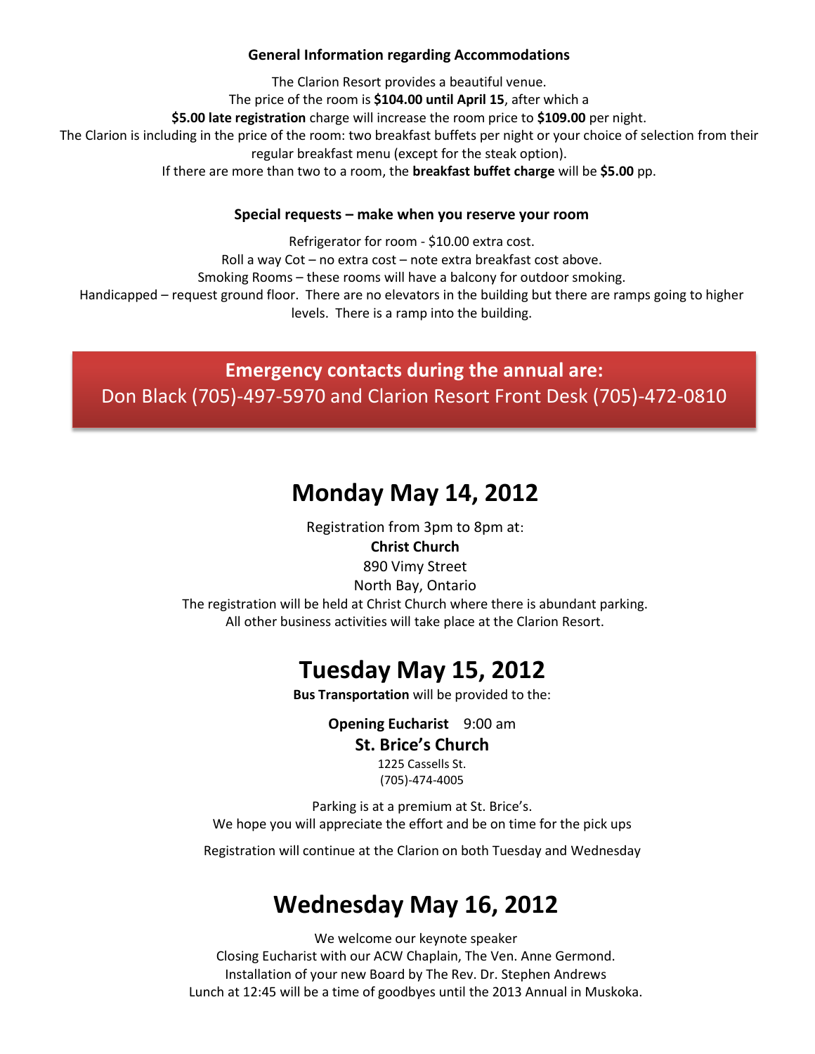### General Information regarding Accommodations

The Clarion Resort provides a beautiful venue.
The price of the room is **$104.00 until April 15**, after which a
**$5.00 late registration** charge will increase the room price to **$109.00** per night.
The Clarion is including in the price of the room: two breakfast buffets per night or your choice of selection from their regular breakfast menu (except for the steak option).
If there are more than two to a room, the **breakfast buffet charge** will be **$5.00** pp.

### Special requests – make when you reserve your room

Refrigerator for room - $10.00 extra cost.
Roll a way Cot – no extra cost – note extra breakfast cost above.
Smoking Rooms – these rooms will have a balcony for outdoor smoking.
Handicapped – request ground floor. There are no elevators in the building but there are ramps going to higher levels. There is a ramp into the building.

**Emergency contacts during the annual are:**
Don Black (705)-497-5970 and Clarion Resort Front Desk (705)-472-0810

## Monday May 14, 2012

Registration from 3pm to 8pm at:
**Christ Church**
890 Vimy Street
North Bay, Ontario
The registration will be held at Christ Church where there is abundant parking.
All other business activities will take place at the Clarion Resort.

## Tuesday May 15, 2012

**Bus Transportation** will be provided to the:

**Opening Eucharist** 9:00 am
**St. Brice's Church**
1225 Cassells St.
(705)-474-4005

Parking is at a premium at St. Brice's.
We hope you will appreciate the effort and be on time for the pick ups

Registration will continue at the Clarion on both Tuesday and Wednesday

## Wednesday May 16, 2012

We welcome our keynote speaker
Closing Eucharist with our ACW Chaplain, The Ven. Anne Germond.
Installation of your new Board by The Rev. Dr. Stephen Andrews
Lunch at 12:45 will be a time of goodbyes until the 2013 Annual in Muskoka.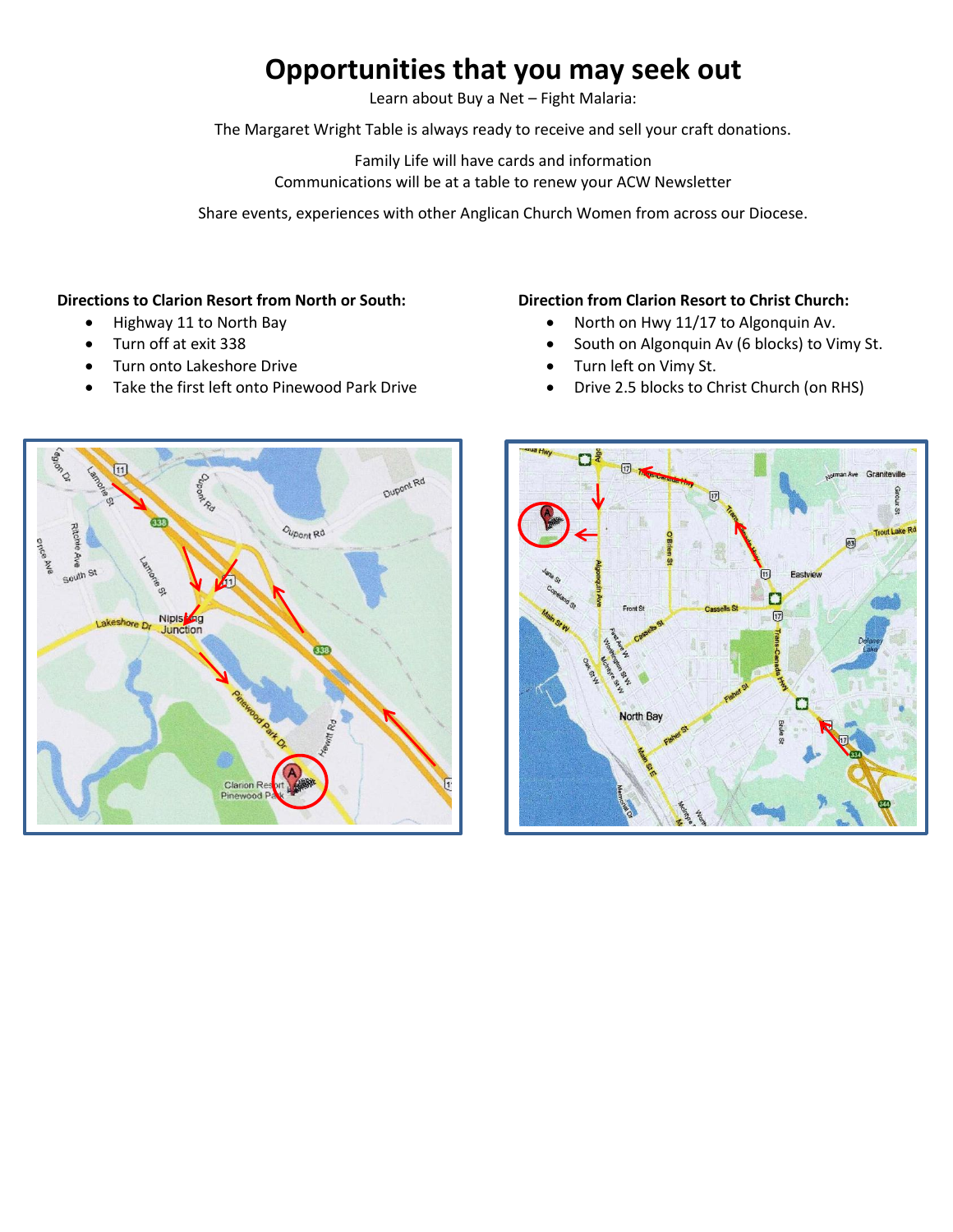# Opportunities that you may seek out

Learn about Buy a Net – Fight Malaria:

The Margaret Wright Table is always ready to receive and sell your craft donations.

Family Life will have cards and information
Communications will be at a table to renew your ACW Newsletter

Share events, experiences with other Anglican Church Women from across our Diocese.

**Directions to Clarion Resort from North or South:**

- Highway 11 to North Bay
- Turn off at exit 338
- Turn onto Lakeshore Drive
- Take the first left onto Pinewood Park Drive

**Direction from Clarion Resort to Christ Church:**

- North on Hwy 11/17 to Algonquin Av.
- South on Algonquin Av (6 blocks) to Vimy St.
- Turn left on Vimy St.
- Drive 2.5 blocks to Christ Church (on RHS)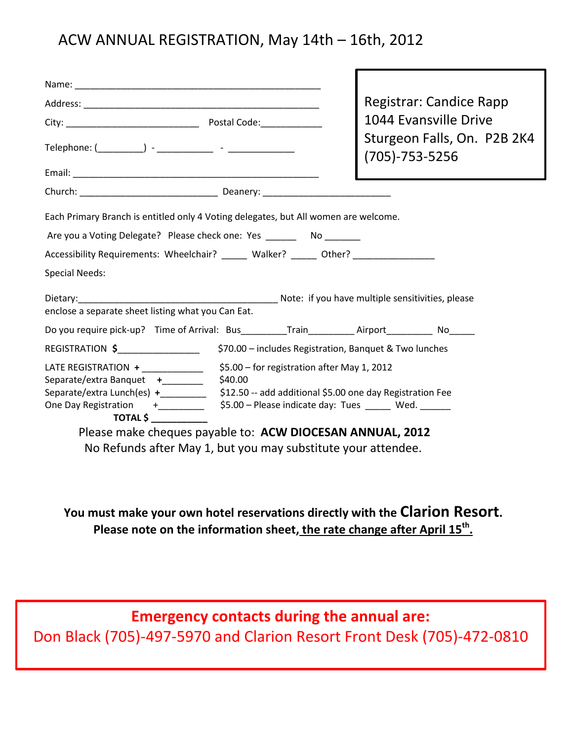# ACW ANNUAL REGISTRATION, May 14th – 16th, 2012

Registrar: Candice Rapp
1044 Evansville Drive
Sturgeon Falls, On. P2B 2K4
(705)-753-5256

Name: _______________________________________________

Address: _____________________________________________

City: _________________________ Postal Code:___________

Telephone: (_________) - ___________ - _____________

Email: _______________________________________________

Church: ___________________________ Deanery: ________________________

Each Primary Branch is entitled only 4 Voting delegates, but All women are welcome.

Are you a Voting Delegate? Please check one: Yes ______ No _______

Accessibility Requirements: Wheelchair? _____ Walker? _____ Other? ________________

Special Needs:

Dietary:_______________________________________ Note: if you have multiple sensitivities, please enclose a separate sheet listing what you Can Eat.

Do you require pick-up? Time of Arrival: Bus_________Train_________ Airport_________ No_____

REGISTRATION $________________ $70.00 – includes Registration, Banquet & Two lunches

LATE REGISTRATION + ____________ $5.00 – for registration after May 1, 2012
Separate/extra Banquet +________ $40.00
Separate/extra Lunch(es) +_________ $12.50 -- add additional $5.00 one day Registration Fee
One Day Registration +_________ $5.00 – Please indicate day: Tues _____ Wed. ______

**TOTAL $ ___________**

Please make cheques payable to: **ACW DIOCESAN ANNUAL, 2012**

No Refunds after May 1, but you may substitute your attendee.

**You must make your own hotel reservations directly with the Clarion Resort.**
**Please note on the information sheet, the rate change after April 15th.**

**Emergency contacts during the annual are:**
Don Black (705)-497-5970 and Clarion Resort Front Desk (705)-472-0810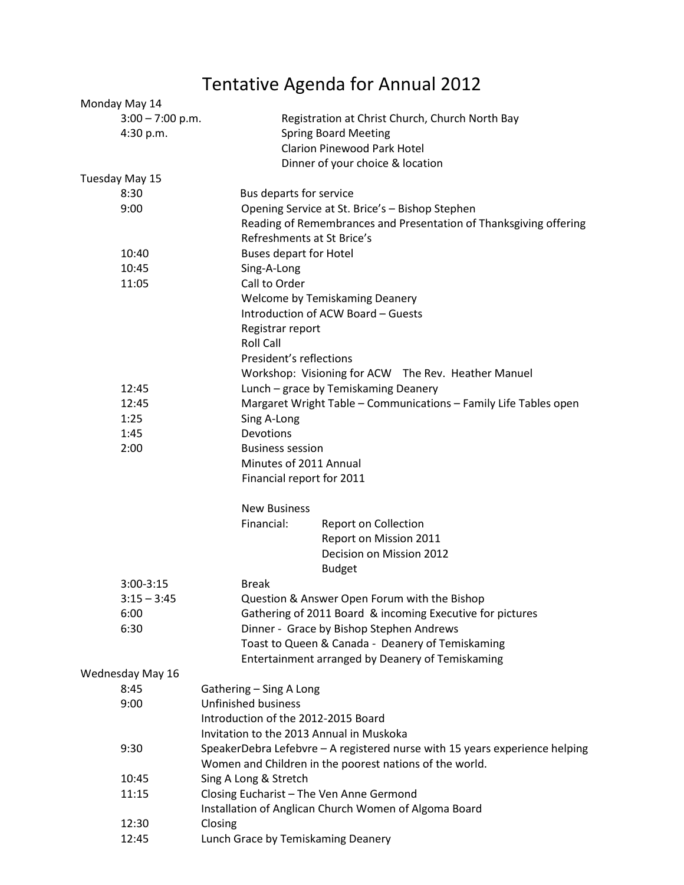# Tentative Agenda for Annual 2012

| | | |
|---|---|---|
| **Monday May 14** | | |
| 3:00 – 7:00 p.m. | Registration at Christ Church, Church North Bay | |
| 4:30 p.m. | Spring Board Meeting | |
| | Clarion Pinewood Park Hotel | |
| | Dinner of your choice & location | |
| **Tuesday May 15** | | |
| 8:30 | Bus departs for service | |
| 9:00 | Opening Service at St. Brice's – Bishop Stephen | |
| | Reading of Remembrances and Presentation of Thanksgiving offering | |
| | Refreshments at St Brice's | |
| 10:40 | Buses depart for Hotel | |
| 10:45 | Sing-A-Long | |
| 11:05 | Call to Order | |
| | Welcome by Temiskaming Deanery | |
| | Introduction of ACW Board – Guests | |
| | Registrar report | |
| | Roll Call | |
| | President's reflections | |
| | Workshop: Visioning for ACW The Rev. Heather Manuel | |
| 12:45 | Lunch – grace by Temiskaming Deanery | |
| 12:45 | Margaret Wright Table – Communications – Family Life Tables open | |
| 1:25 | Sing A-Long | |
| 1:45 | Devotions | |
| 2:00 | Business session | |
| | Minutes of 2011 Annual | |
| | Financial report for 2011 | |
| | New Business | |
| | Financial: | Report on Collection |
| | | Report on Mission 2011 |
| | | Decision on Mission 2012 |
| | | Budget |
| 3:00-3:15 | Break | |
| 3:15 – 3:45 | Question & Answer Open Forum with the Bishop | |
| 6:00 | Gathering of 2011 Board & incoming Executive for pictures | |
| 6:30 | Dinner - Grace by Bishop Stephen Andrews | |
| | Toast to Queen & Canada - Deanery of Temiskaming | |
| | Entertainment arranged by Deanery of Temiskaming | |
| **Wednesday May 16** | | |
| 8:45 | Gathering – Sing A Long | |
| 9:00 | Unfinished business | |
| | Introduction of the 2012-2015 Board | |
| | Invitation to the 2013 Annual in Muskoka | |
| 9:30 | SpeakerDebra Lefebvre – A registered nurse with 15 years experience helping Women and Children in the poorest nations of the world. | |
| 10:45 | Sing A Long & Stretch | |
| 11:15 | Closing Eucharist – The Ven Anne Germond | |
| | Installation of Anglican Church Women of Algoma Board | |
| 12:30 | Closing | |
| 12:45 | Lunch Grace by Temiskaming Deanery | |